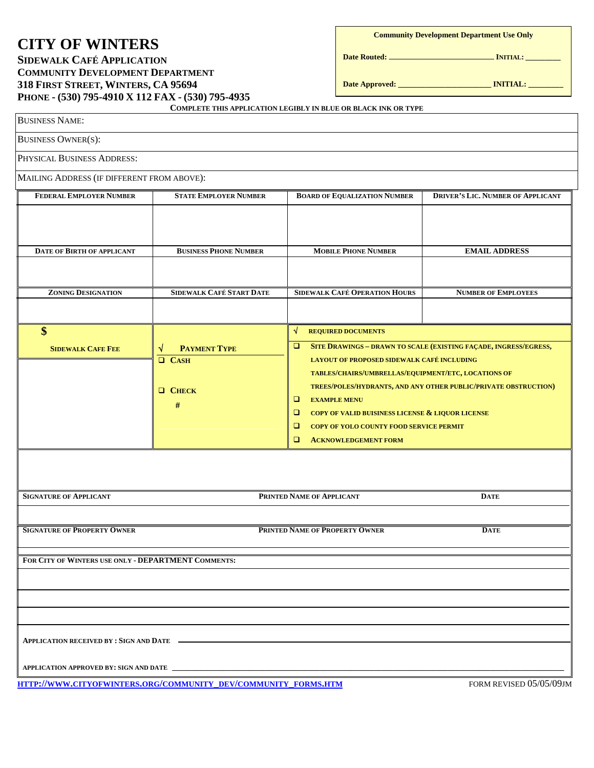# CITY OF WINTERS

**SIDEWALK CAFÉ APPLICATION**
**COMMUNITY DEVELOPMENT DEPARTMENT**
**318 FIRST STREET, WINTERS, CA 95694**
**PHONE - (530) 795-4910 X 112 FAX - (530) 795-4935**

| **Community Development Department Use Only** | |
|---|---|
| **Date Routed:** ________________________ | **INITIAL:** ________ |
| **Date Approved:** ______________________ | **INITIAL:** ________ |

**COMPLETE THIS APPLICATION LEGIBLY IN BLUE OR BLACK INK OR TYPE**

BUSINESS NAME:

BUSINESS OWNER(S):

PHYSICAL BUSINESS ADDRESS:

MAILING ADDRESS (IF DIFFERENT FROM ABOVE):

| **FEDERAL EMPLOYER NUMBER** | **STATE EMPLOYER NUMBER** | **BOARD OF EQUALIZATION NUMBER** | **DRIVER'S LIC. NUMBER OF APPLICANT** |
|---|---|---|---|
| | | | |
| **DATE OF BIRTH OF APPLICANT** | **BUSINESS PHONE NUMBER** | **MOBILE PHONE NUMBER** | **EMAIL ADDRESS** |
| | | | |
| **ZONING DESIGNATION** | **SIDEWALK CAFÉ START DATE** | **SIDEWALK CAFÉ OPERATION HOURS** | **NUMBER OF EMPLOYEES** |
| | | | |

| **$** <br> **SIDEWALK CAFE FEE** | **√ PAYMENT TYPE** <br> ❑ **CASH** <br> ❑ **CHECK** <br> **#** | **√ REQUIRED DOCUMENTS** <br> ❑ **SITE DRAWINGS – DRAWN TO SCALE (EXISTING FAÇADE, INGRESS/EGRESS, LAYOUT OF PROPOSED SIDEWALK CAFÉ INCLUDING TABLES/CHAIRS/UMBRELLAS/EQUIPMENT/ETC, LOCATIONS OF TREES/POLES/HYDRANTS, AND ANY OTHER PUBLIC/PRIVATE OBSTRUCTION)** <br> ❑ **EXAMPLE MENU** <br> ❑ **COPY OF VALID BUISINESS LICENSE & LIQUOR LICENSE** <br> ❑ **COPY OF YOLO COUNTY FOOD SERVICE PERMIT** <br> ❑ **ACKNOWLEDGEMENT FORM** |
|---|---|---|

| **SIGNATURE OF APPLICANT** | **PRINTED NAME OF APPLICANT** | **DATE** |
|---|---|---|
| | | |
| **SIGNATURE OF PROPERTY OWNER** | **PRINTED NAME OF PROPERTY OWNER** | **DATE** |
| | | |

**FOR CITY OF WINTERS USE ONLY - DEPARTMENT COMMENTS:**

______________________________________________________________

______________________________________________________________

______________________________________________________________

**APPLICATION RECEIVED BY : SIGN AND DATE** ______________________________________________

**APPLICATION APPROVED BY: SIGN AND DATE** ______________________________________________

HTTP://WWW.CITYOFWINTERS.ORG/COMMUNITY_DEV/COMMUNITY_FORMS.HTM

FORM REVISED 05/05/09JM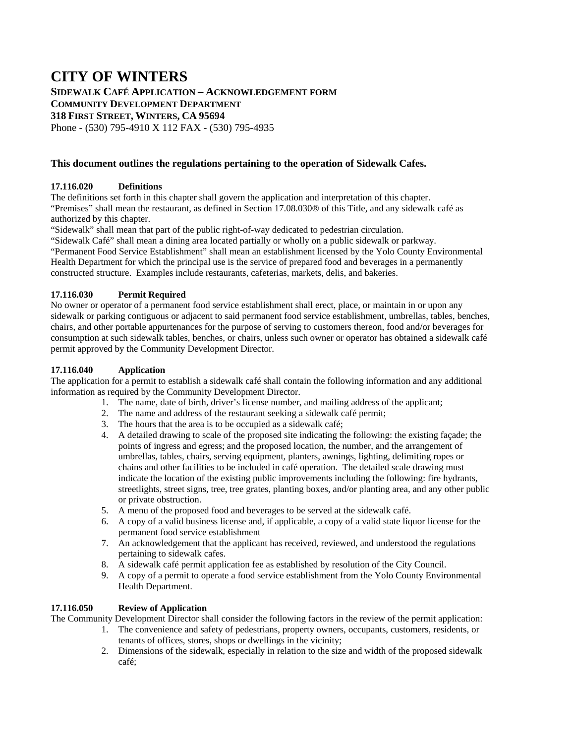# CITY OF WINTERS

**SIDEWALK CAFÉ APPLICATION – ACKNOWLEDGEMENT FORM**
**COMMUNITY DEVELOPMENT DEPARTMENT**
**318 FIRST STREET, WINTERS, CA 95694**
Phone - (530) 795-4910 X 112 FAX - (530) 795-4935

### This document outlines the regulations pertaining to the operation of Sidewalk Cafes.

**17.116.020 Definitions**

The definitions set forth in this chapter shall govern the application and interpretation of this chapter.
"Premises" shall mean the restaurant, as defined in Section 17.08.030® of this Title, and any sidewalk café as authorized by this chapter.
"Sidewalk" shall mean that part of the public right-of-way dedicated to pedestrian circulation.
"Sidewalk Café" shall mean a dining area located partially or wholly on a public sidewalk or parkway.
"Permanent Food Service Establishment" shall mean an establishment licensed by the Yolo County Environmental Health Department for which the principal use is the service of prepared food and beverages in a permanently constructed structure. Examples include restaurants, cafeterias, markets, delis, and bakeries.

**17.116.030 Permit Required**

No owner or operator of a permanent food service establishment shall erect, place, or maintain in or upon any sidewalk or parking contiguous or adjacent to said permanent food service establishment, umbrellas, tables, benches, chairs, and other portable appurtenances for the purpose of serving to customers thereon, food and/or beverages for consumption at such sidewalk tables, benches, or chairs, unless such owner or operator has obtained a sidewalk café permit approved by the Community Development Director.

**17.116.040 Application**

The application for a permit to establish a sidewalk café shall contain the following information and any additional information as required by the Community Development Director.

1. The name, date of birth, driver's license number, and mailing address of the applicant;
2. The name and address of the restaurant seeking a sidewalk café permit;
3. The hours that the area is to be occupied as a sidewalk café;
4. A detailed drawing to scale of the proposed site indicating the following: the existing façade; the points of ingress and egress; and the proposed location, the number, and the arrangement of umbrellas, tables, chairs, serving equipment, planters, awnings, lighting, delimiting ropes or chains and other facilities to be included in café operation. The detailed scale drawing must indicate the location of the existing public improvements including the following: fire hydrants, streetlights, street signs, tree, tree grates, planting boxes, and/or planting area, and any other public or private obstruction.
5. A menu of the proposed food and beverages to be served at the sidewalk café.
6. A copy of a valid business license and, if applicable, a copy of a valid state liquor license for the permanent food service establishment
7. An acknowledgement that the applicant has received, reviewed, and understood the regulations pertaining to sidewalk cafes.
8. A sidewalk café permit application fee as established by resolution of the City Council.
9. A copy of a permit to operate a food service establishment from the Yolo County Environmental Health Department.

**17.116.050 Review of Application**

The Community Development Director shall consider the following factors in the review of the permit application:

1. The convenience and safety of pedestrians, property owners, occupants, customers, residents, or tenants of offices, stores, shops or dwellings in the vicinity;
2. Dimensions of the sidewalk, especially in relation to the size and width of the proposed sidewalk café;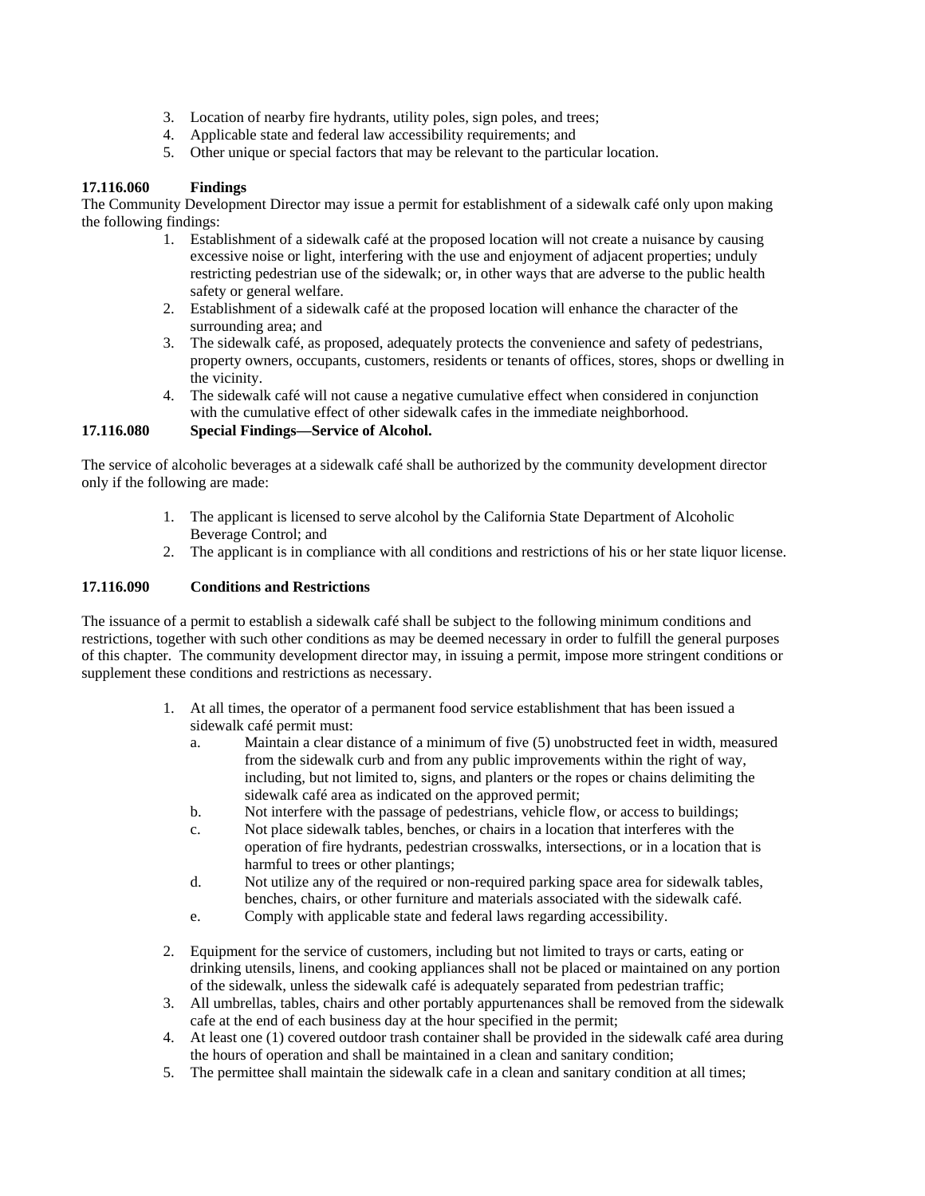3. Location of nearby fire hydrants, utility poles, sign poles, and trees;
4. Applicable state and federal law accessibility requirements; and
5. Other unique or special factors that may be relevant to the particular location.

**17.116.060 Findings**

The Community Development Director may issue a permit for establishment of a sidewalk café only upon making the following findings:

1. Establishment of a sidewalk café at the proposed location will not create a nuisance by causing excessive noise or light, interfering with the use and enjoyment of adjacent properties; unduly restricting pedestrian use of the sidewalk; or, in other ways that are adverse to the public health safety or general welfare.
2. Establishment of a sidewalk café at the proposed location will enhance the character of the surrounding area; and
3. The sidewalk café, as proposed, adequately protects the convenience and safety of pedestrians, property owners, occupants, customers, residents or tenants of offices, stores, shops or dwelling in the vicinity.
4. The sidewalk café will not cause a negative cumulative effect when considered in conjunction with the cumulative effect of other sidewalk cafes in the immediate neighborhood.

**17.116.080 Special Findings—Service of Alcohol.**

The service of alcoholic beverages at a sidewalk café shall be authorized by the community development director only if the following are made:

1. The applicant is licensed to serve alcohol by the California State Department of Alcoholic Beverage Control; and
2. The applicant is in compliance with all conditions and restrictions of his or her state liquor license.

**17.116.090 Conditions and Restrictions**

The issuance of a permit to establish a sidewalk café shall be subject to the following minimum conditions and restrictions, together with such other conditions as may be deemed necessary in order to fulfill the general purposes of this chapter. The community development director may, in issuing a permit, impose more stringent conditions or supplement these conditions and restrictions as necessary.

1. At all times, the operator of a permanent food service establishment that has been issued a sidewalk café permit must:
   a. Maintain a clear distance of a minimum of five (5) unobstructed feet in width, measured from the sidewalk curb and from any public improvements within the right of way, including, but not limited to, signs, and planters or the ropes or chains delimiting the sidewalk café area as indicated on the approved permit;
   b. Not interfere with the passage of pedestrians, vehicle flow, or access to buildings;
   c. Not place sidewalk tables, benches, or chairs in a location that interferes with the operation of fire hydrants, pedestrian crosswalks, intersections, or in a location that is harmful to trees or other plantings;
   d. Not utilize any of the required or non-required parking space area for sidewalk tables, benches, chairs, or other furniture and materials associated with the sidewalk café.
   e. Comply with applicable state and federal laws regarding accessibility.

2. Equipment for the service of customers, including but not limited to trays or carts, eating or drinking utensils, linens, and cooking appliances shall not be placed or maintained on any portion of the sidewalk, unless the sidewalk café is adequately separated from pedestrian traffic;
3. All umbrellas, tables, chairs and other portably appurtenances shall be removed from the sidewalk cafe at the end of each business day at the hour specified in the permit;
4. At least one (1) covered outdoor trash container shall be provided in the sidewalk café area during the hours of operation and shall be maintained in a clean and sanitary condition;
5. The permittee shall maintain the sidewalk cafe in a clean and sanitary condition at all times;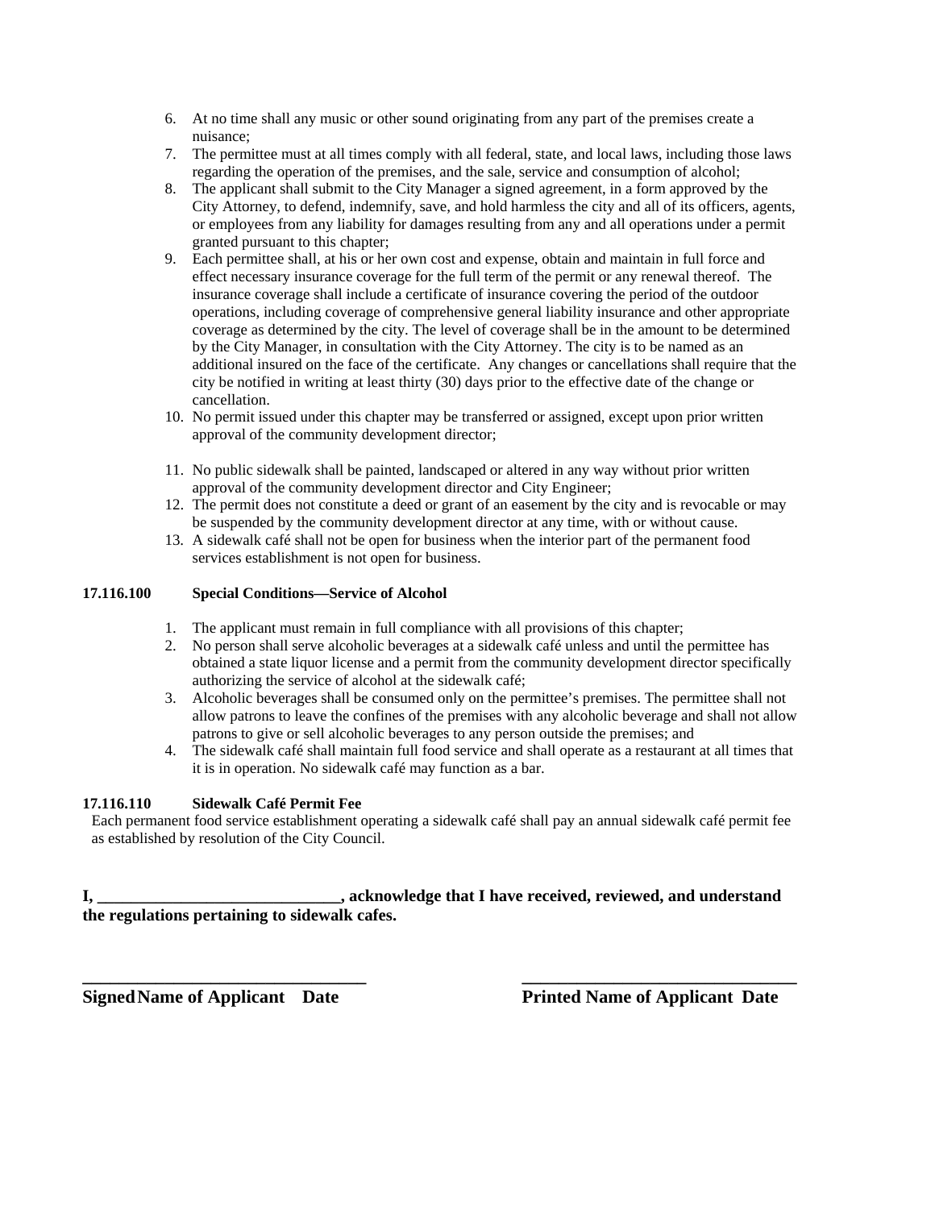6. At no time shall any music or other sound originating from any part of the premises create a nuisance;
7. The permittee must at all times comply with all federal, state, and local laws, including those laws regarding the operation of the premises, and the sale, service and consumption of alcohol;
8. The applicant shall submit to the City Manager a signed agreement, in a form approved by the City Attorney, to defend, indemnify, save, and hold harmless the city and all of its officers, agents, or employees from any liability for damages resulting from any and all operations under a permit granted pursuant to this chapter;
9. Each permittee shall, at his or her own cost and expense, obtain and maintain in full force and effect necessary insurance coverage for the full term of the permit or any renewal thereof. The insurance coverage shall include a certificate of insurance covering the period of the outdoor operations, including coverage of comprehensive general liability insurance and other appropriate coverage as determined by the city. The level of coverage shall be in the amount to be determined by the City Manager, in consultation with the City Attorney. The city is to be named as an additional insured on the face of the certificate. Any changes or cancellations shall require that the city be notified in writing at least thirty (30) days prior to the effective date of the change or cancellation.
10. No permit issued under this chapter may be transferred or assigned, except upon prior written approval of the community development director;
11. No public sidewalk shall be painted, landscaped or altered in any way without prior written approval of the community development director and City Engineer;
12. The permit does not constitute a deed or grant of an easement by the city and is revocable or may be suspended by the community development director at any time, with or without cause.
13. A sidewalk café shall not be open for business when the interior part of the permanent food services establishment is not open for business.

**17.116.100 Special Conditions—Service of Alcohol**

1. The applicant must remain in full compliance with all provisions of this chapter;
2. No person shall serve alcoholic beverages at a sidewalk café unless and until the permittee has obtained a state liquor license and a permit from the community development director specifically authorizing the service of alcohol at the sidewalk café;
3. Alcoholic beverages shall be consumed only on the permittee's premises. The permittee shall not allow patrons to leave the confines of the premises with any alcoholic beverage and shall not allow patrons to give or sell alcoholic beverages to any person outside the premises; and
4. The sidewalk café shall maintain full food service and shall operate as a restaurant at all times that it is in operation. No sidewalk café may function as a bar.

**17.116.110 Sidewalk Café Permit Fee**

Each permanent food service establishment operating a sidewalk café shall pay an annual sidewalk café permit fee as established by resolution of the City Council.

**I, _____________________________, acknowledge that I have received, reviewed, and understand the regulations pertaining to sidewalk cafes.**

**________________________________ ________________________________**

**Signed Name of Applicant Date Printed Name of Applicant Date**